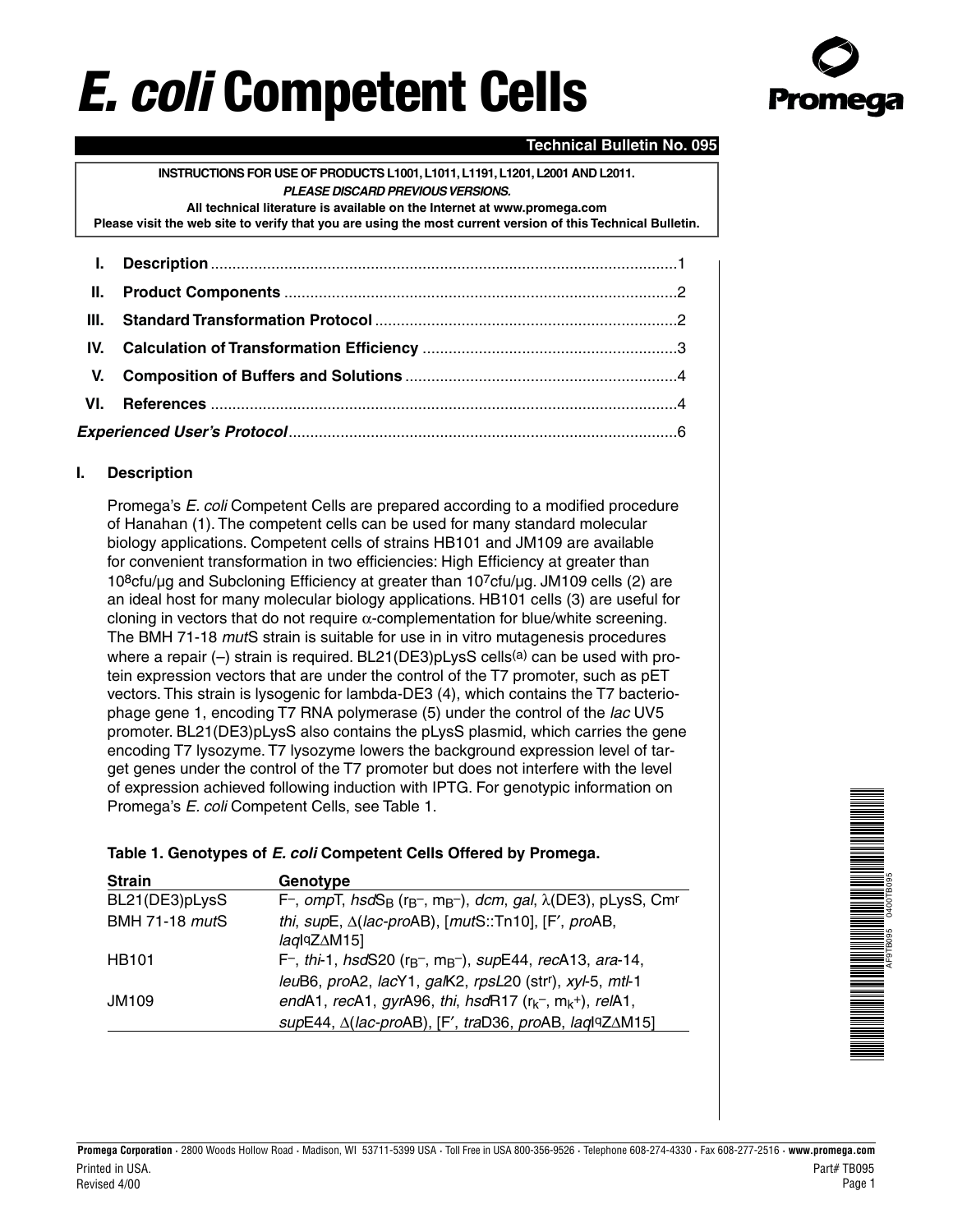# *E. coli* Competent Cells

**Technical Bulletin No. 095**

**INSTRUCTIONS FOR USE OF PRODUCTS L1001, L1011, L1191, L1201, L2001 AND L2011.**
***PLEASE DISCARD PREVIOUS VERSIONS.***
**All technical literature is available on the Internet at www.promega.com**
**Please visit the web site to verify that you are using the most current version of this Technical Bulletin.**

| | | |
|---|---|---|
| **I.** | **Description** | 1 |
| **II.** | **Product Components** | 2 |
| **III.** | **Standard Transformation Protocol** | 2 |
| **IV.** | **Calculation of Transformation Efficiency** | 3 |
| **V.** | **Composition of Buffers and Solutions** | 4 |
| **VI.** | **References** | 4 |
| | ***Experienced User's Protocol*** | 6 |

## I. Description

Promega's *E. coli* Competent Cells are prepared according to a modified procedure of Hanahan (1). The competent cells can be used for many standard molecular biology applications. Competent cells of strains HB101 and JM109 are available for convenient transformation in two efficiencies: High Efficiency at greater than $10^8$cfu/µg and Subcloning Efficiency at greater than $10^7$cfu/µg. JM109 cells (2) are an ideal host for many molecular biology applications. HB101 cells (3) are useful for cloning in vectors that do not require α-complementation for blue/white screening. The BMH 71-18 *mut*S strain is suitable for use in in vitro mutagenesis procedures where a repair (–) strain is required. BL21(DE3)pLysS cells[a] can be used with protein expression vectors that are under the control of the T7 promoter, such as pET vectors. This strain is lysogenic for lambda-DE3 (4), which contains the T7 bacteriophage gene 1, encoding T7 RNA polymerase (5) under the control of the *lac* UV5 promoter. BL21(DE3)pLysS also contains the pLysS plasmid, which carries the gene encoding T7 lysozyme. T7 lysozyme lowers the background expression level of target genes under the control of the T7 promoter but does not interfere with the level of expression achieved following induction with IPTG. For genotypic information on Promega's *E. coli* Competent Cells, see Table 1.

**Table 1. Genotypes of *E. coli* Competent Cells Offered by Promega.**

| Strain | Genotype |
|---|---|
| BL21(DE3)pLysS | F–, *ompT*, *hsd*$S_B$ ($r_B$–, $m_B$–), *dcm*, *gal*, λ(DE3), pLysS, $Cm^r$ |
| BMH 71-18 *mut*S | *thi*, *sup*E, Δ(*lac-pro*AB), [*mut*S::Tn10], [F′, *pro*AB, *laq*I$^q$ZΔM15] |
| HB101 | F–, *thi*-1, *hsd*S20 ($r_B$–, $m_B$–), *sup*E44, *rec*A13, *ara*-14, *leu*B6, *pro*A2, *lac*Y1, *gal*K2, *rps*L20 ($str^r$), *xyl*-5, *mtl*-1 |
| JM109 | *end*A1, *rec*A1, *gyr*A96, *thi*, *hsd*R17 ($r_k$–, $m_k$+), *rel*A1, *sup*E44, Δ(*lac-pro*AB), [F′, *tra*D36, *pro*AB, *laq*I$^q$ZΔM15] |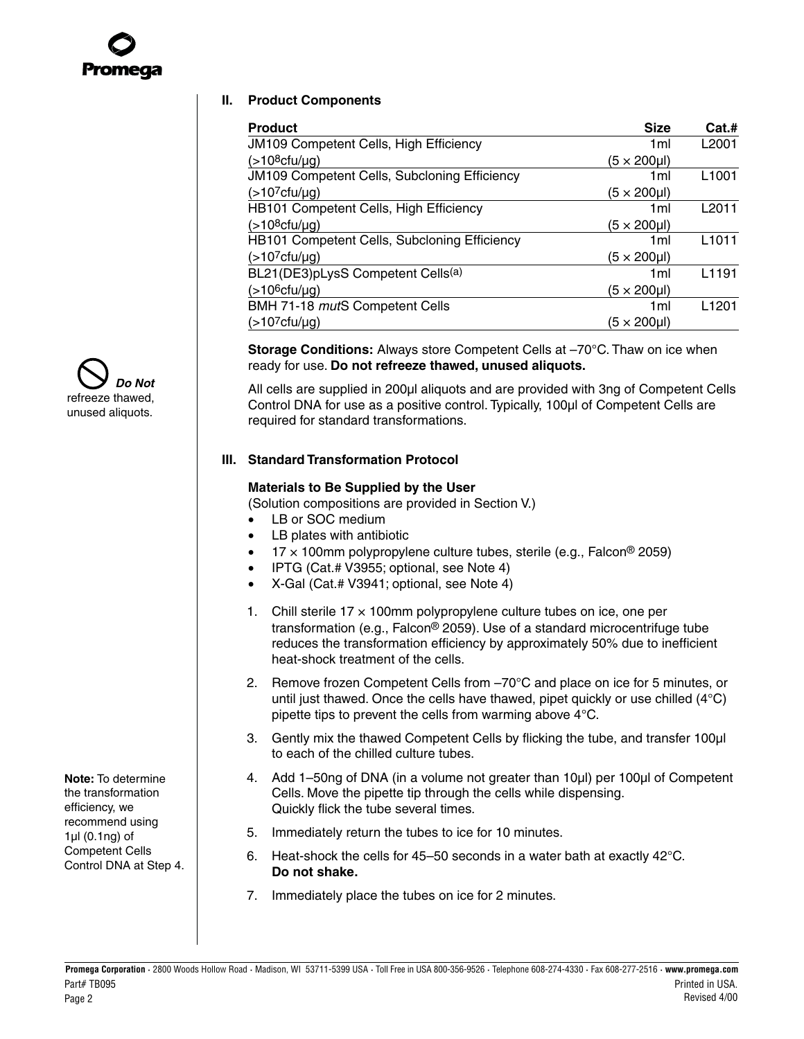## II. Product Components

| Product | Size | Cat.# |
|---|---|---|
| JM109 Competent Cells, High Efficiency ($>10^8$cfu/µg) | 1ml (5 × 200µl) | L2001 |
| JM109 Competent Cells, Subcloning Efficiency ($>10^7$cfu/µg) | 1ml (5 × 200µl) | L1001 |
| HB101 Competent Cells, High Efficiency ($>10^8$cfu/µg) | 1ml (5 × 200µl) | L2011 |
| HB101 Competent Cells, Subcloning Efficiency ($>10^7$cfu/µg) | 1ml (5 × 200µl) | L1011 |
| BL21(DE3)pLysS Competent Cells[(a)] ($>10^6$cfu/µg) | 1ml (5 × 200µl) | L1191 |
| BMH 71-18 *mut*S Competent Cells ($>10^7$cfu/µg) | 1ml (5 × 200µl) | L1201 |

**Storage Conditions:** Always store Competent Cells at –70°C. Thaw on ice when ready for use. **Do not refreeze thawed, unused aliquots.**

*Do Not* refreeze thawed, unused aliquots.

All cells are supplied in 200µl aliquots and are provided with 3ng of Competent Cells Control DNA for use as a positive control. Typically, 100µl of Competent Cells are required for standard transformations.

## III. Standard Transformation Protocol

**Materials to Be Supplied by the User**
(Solution compositions are provided in Section V.)

- LB or SOC medium
- LB plates with antibiotic
- 17 × 100mm polypropylene culture tubes, sterile (e.g., Falcon® 2059)
- IPTG (Cat.# V3955; optional, see Note 4)
- X-Gal (Cat.# V3941; optional, see Note 4)

1. Chill sterile 17 × 100mm polypropylene culture tubes on ice, one per transformation (e.g., Falcon® 2059). Use of a standard microcentrifuge tube reduces the transformation efficiency by approximately 50% due to inefficient heat-shock treatment of the cells.
2. Remove frozen Competent Cells from –70°C and place on ice for 5 minutes, or until just thawed. Once the cells have thawed, pipet quickly or use chilled (4°C) pipette tips to prevent the cells from warming above 4°C.
3. Gently mix the thawed Competent Cells by flicking the tube, and transfer 100µl to each of the chilled culture tubes.
4. Add 1–50ng of DNA (in a volume not greater than 10µl) per 100µl of Competent Cells. Move the pipette tip through the cells while dispensing. Quickly flick the tube several times.
5. Immediately return the tubes to ice for 10 minutes.
6. Heat-shock the cells for 45–50 seconds in a water bath at exactly 42°C. **Do not shake.**
7. Immediately place the tubes on ice for 2 minutes.

**Note:** To determine the transformation efficiency, we recommend using 1µl (0.1ng) of Competent Cells Control DNA at Step 4.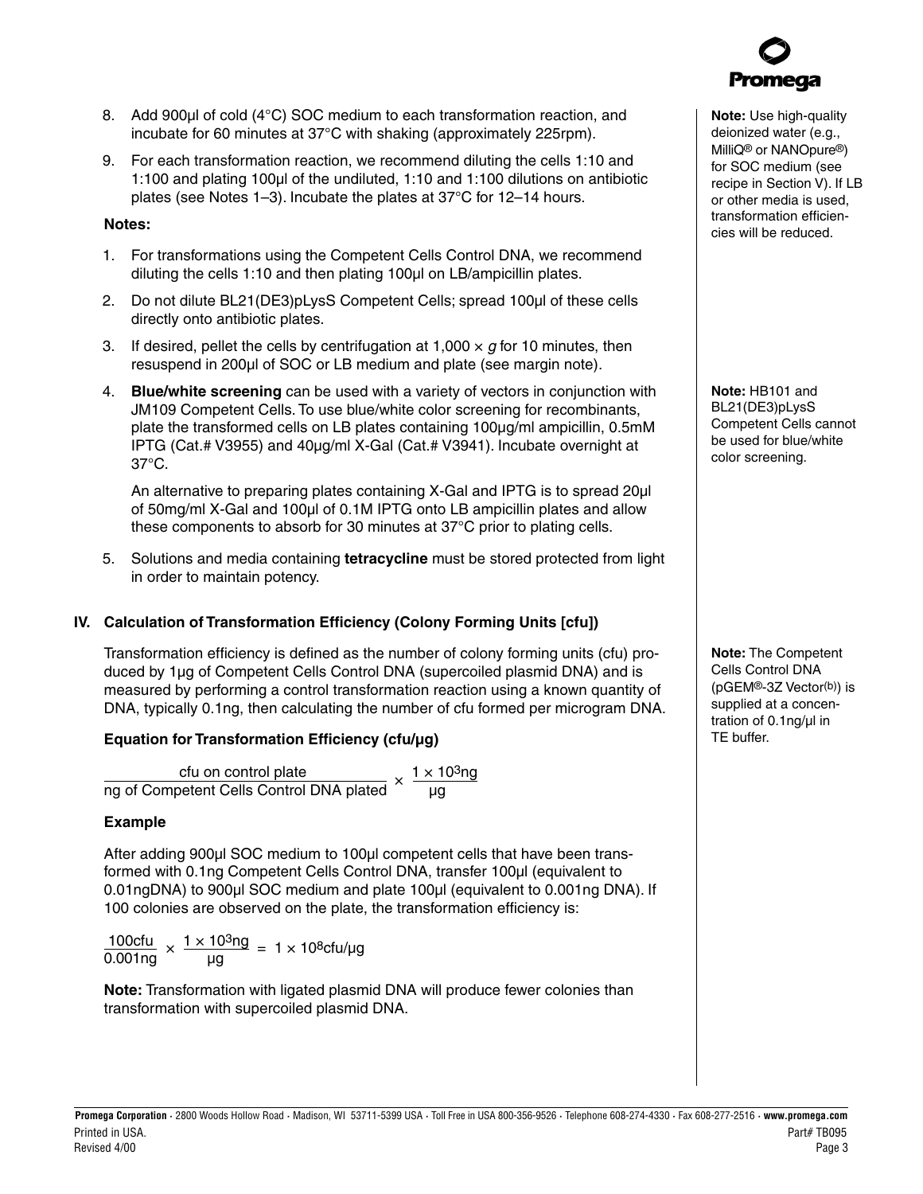8. Add 900µl of cold (4°C) SOC medium to each transformation reaction, and incubate for 60 minutes at 37°C with shaking (approximately 225rpm).

9. For each transformation reaction, we recommend diluting the cells 1:10 and 1:100 and plating 100µl of the undiluted, 1:10 and 1:100 dilutions on antibiotic plates (see Notes 1–3). Incubate the plates at 37°C for 12–14 hours.

**Note:** Use high-quality deionized water (e.g., MilliQ® or NANOpure®) for SOC medium (see recipe in Section V). If LB or other media is used, transformation efficiencies will be reduced.

**Notes:**

1. For transformations using the Competent Cells Control DNA, we recommend diluting the cells 1:10 and then plating 100µl on LB/ampicillin plates.

2. Do not dilute BL21(DE3)pLysS Competent Cells; spread 100µl of these cells directly onto antibiotic plates.

3. If desired, pellet the cells by centrifugation at 1,000 × *g* for 10 minutes, then resuspend in 200µl of SOC or LB medium and plate (see margin note).

4. **Blue/white screening** can be used with a variety of vectors in conjunction with JM109 Competent Cells. To use blue/white color screening for recombinants, plate the transformed cells on LB plates containing 100µg/ml ampicillin, 0.5mM IPTG (Cat.# V3955) and 40µg/ml X-Gal (Cat.# V3941). Incubate overnight at 37°C.

   An alternative to preparing plates containing X-Gal and IPTG is to spread 20µl of 50mg/ml X-Gal and 100µl of 0.1M IPTG onto LB ampicillin plates and allow these components to absorb for 30 minutes at 37°C prior to plating cells.

5. Solutions and media containing **tetracycline** must be stored protected from light in order to maintain potency.

**Note:** HB101 and BL21(DE3)pLysS Competent Cells cannot be used for blue/white color screening.

## IV. Calculation of Transformation Efficiency (Colony Forming Units [cfu])

Transformation efficiency is defined as the number of colony forming units (cfu) produced by 1µg of Competent Cells Control DNA (supercoiled plasmid DNA) and is measured by performing a control transformation reaction using a known quantity of DNA, typically 0.1ng, then calculating the number of cfu formed per microgram DNA.

**Note:** The Competent Cells Control DNA (pGEM®-3Z Vector[b]) is supplied at a concentration of 0.1ng/µl in TE buffer.

### Equation for Transformation Efficiency (cfu/µg)

$$\frac{\text{cfu on control plate}}{\text{ng of Competent Cells Control DNA plated}} \times \frac{1 \times 10^3\text{ng}}{\mu\text{g}}$$

### Example

After adding 900µl SOC medium to 100µl competent cells that have been transformed with 0.1ng Competent Cells Control DNA, transfer 100µl (equivalent to 0.01ngDNA) to 900µl SOC medium and plate 100µl (equivalent to 0.001ng DNA). If 100 colonies are observed on the plate, the transformation efficiency is:

$$\frac{100\text{cfu}}{0.001\text{ng}} \times \frac{1 \times 10^3\text{ng}}{\mu\text{g}} = 1 \times 10^8\text{cfu}/\mu\text{g}$$

**Note:** Transformation with ligated plasmid DNA will produce fewer colonies than transformation with supercoiled plasmid DNA.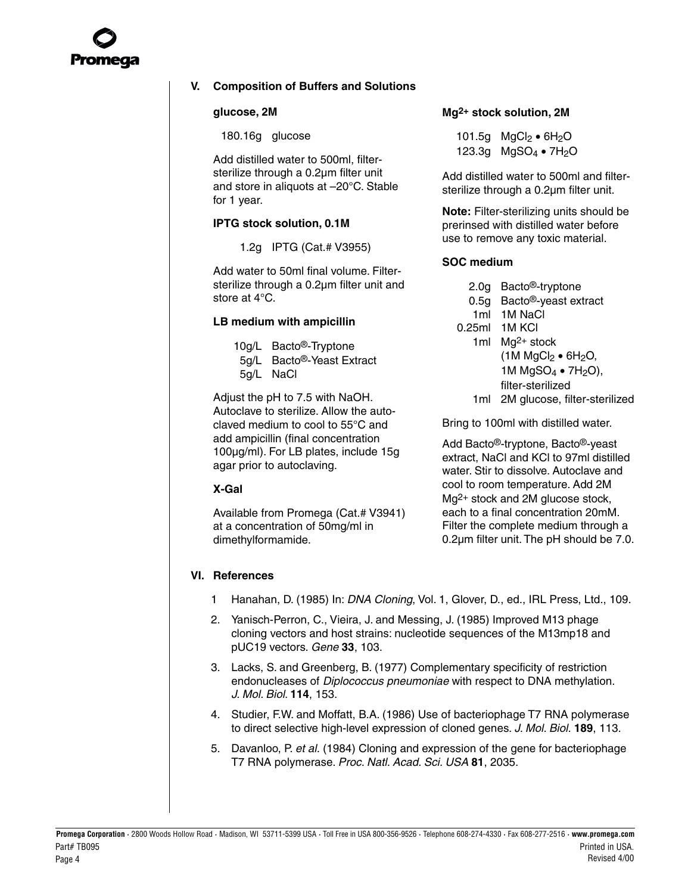## V. Composition of Buffers and Solutions

### glucose, 2M

180.16g glucose

Add distilled water to 500ml, filter-sterilize through a 0.2µm filter unit and store in aliquots at –20°C. Stable for 1 year.

### IPTG stock solution, 0.1M

1.2g IPTG (Cat.# V3955)

Add water to 50ml final volume. Filter-sterilize through a 0.2µm filter unit and store at 4°C.

### LB medium with ampicillin

10g/L Bacto®-Tryptone
5g/L Bacto®-Yeast Extract
5g/L NaCl

Adjust the pH to 7.5 with NaOH. Autoclave to sterilize. Allow the autoclaved medium to cool to 55°C and add ampicillin (final concentration 100µg/ml). For LB plates, include 15g agar prior to autoclaving.

### X-Gal

Available from Promega (Cat.# V3941) at a concentration of 50mg/ml in dimethylformamide.

### $Mg^{2+}$ stock solution, 2M

101.5g $MgCl_2 \cdot 6H_2O$
123.3g $MgSO_4 \cdot 7H_2O$

Add distilled water to 500ml and filter-sterilize through a 0.2µm filter unit.

**Note:** Filter-sterilizing units should be prerinsed with distilled water before use to remove any toxic material.

### SOC medium

2.0g Bacto®-tryptone
0.5g Bacto®-yeast extract
1ml 1M NaCl
0.25ml 1M KCl
1ml $Mg^{2+}$ stock ($1M\ MgCl_2 \cdot 6H_2O$, $1M\ MgSO_4 \cdot 7H_2O$), filter-sterilized
1ml 2M glucose, filter-sterilized

Bring to 100ml with distilled water.

Add Bacto®-tryptone, Bacto®-yeast extract, NaCl and KCl to 97ml distilled water. Stir to dissolve. Autoclave and cool to room temperature. Add 2M $Mg^{2+}$ stock and 2M glucose stock, each to a final concentration 20mM. Filter the complete medium through a 0.2µm filter unit. The pH should be 7.0.

## VI. References

1. Hanahan, D. (1985) In: *DNA Cloning*, Vol. 1, Glover, D., ed., IRL Press, Ltd., 109.
2. Yanisch-Perron, C., Vieira, J. and Messing, J. (1985) Improved M13 phage cloning vectors and host strains: nucleotide sequences of the M13mp18 and pUC19 vectors. *Gene* **33**, 103.
3. Lacks, S. and Greenberg, B. (1977) Complementary specificity of restriction endonucleases of *Diplococcus pneumoniae* with respect to DNA methylation. *J. Mol. Biol.* **114**, 153.
4. Studier, F.W. and Moffatt, B.A. (1986) Use of bacteriophage T7 RNA polymerase to direct selective high-level expression of cloned genes. *J. Mol. Biol.* **189**, 113.
5. Davanloo, P. *et al.* (1984) Cloning and expression of the gene for bacteriophage T7 RNA polymerase. *Proc. Natl. Acad. Sci. USA* **81**, 2035.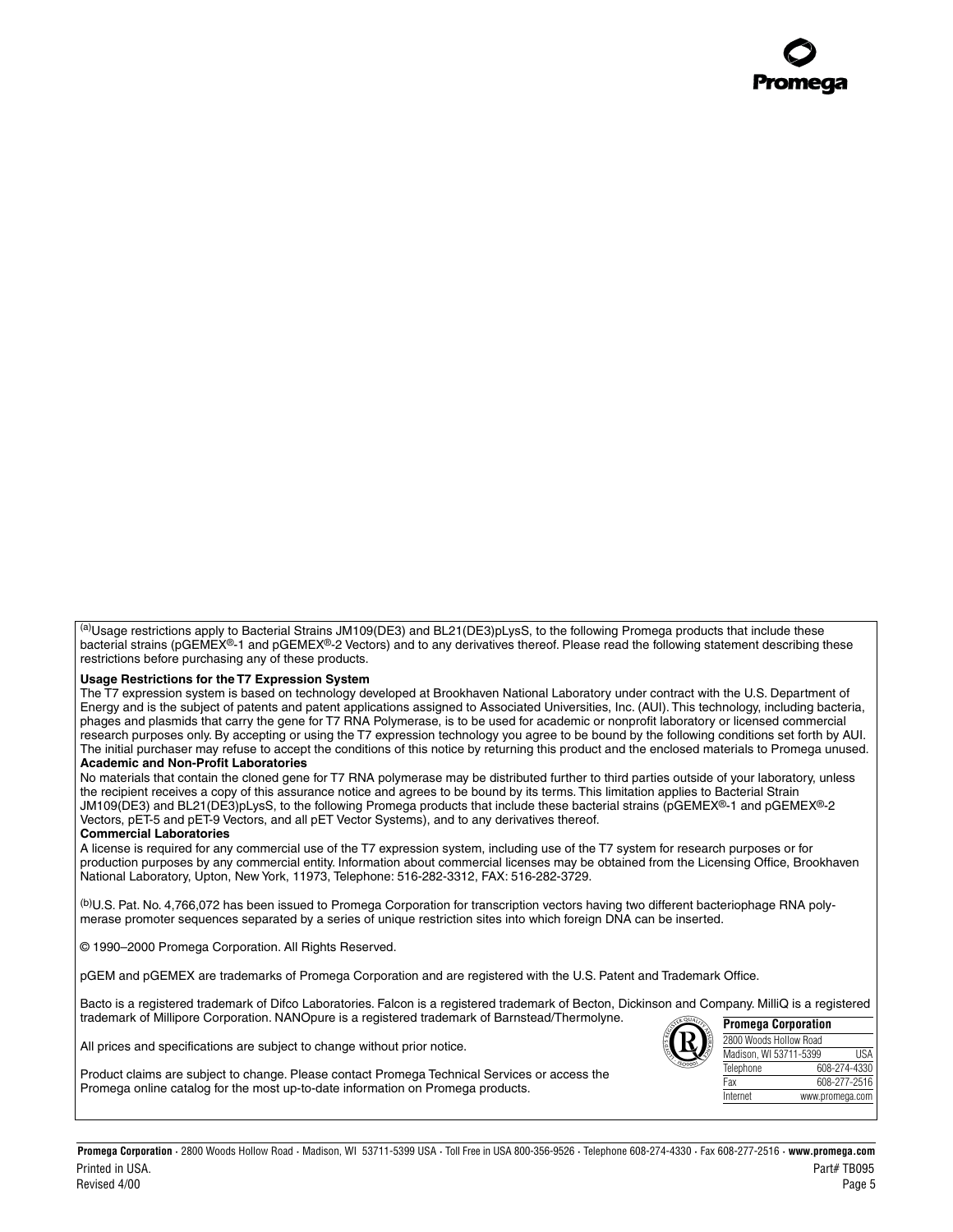[(a)]Usage restrictions apply to Bacterial Strains JM109(DE3) and BL21(DE3)pLysS, to the following Promega products that include these bacterial strains (pGEMEX®-1 and pGEMEX®-2 Vectors) and to any derivatives thereof. Please read the following statement describing these restrictions before purchasing any of these products.

**Usage Restrictions for the T7 Expression System**

The T7 expression system is based on technology developed at Brookhaven National Laboratory under contract with the U.S. Department of Energy and is the subject of patents and patent applications assigned to Associated Universities, Inc. (AUI). This technology, including bacteria, phages and plasmids that carry the gene for T7 RNA Polymerase, is to be used for academic or nonprofit laboratory or licensed commercial research purposes only. By accepting or using the T7 expression technology you agree to be bound by the following conditions set forth by AUI. The initial purchaser may refuse to accept the conditions of this notice by returning this product and the enclosed materials to Promega unused.

**Academic and Non-Profit Laboratories**

No materials that contain the cloned gene for T7 RNA polymerase may be distributed further to third parties outside of your laboratory, unless the recipient receives a copy of this assurance notice and agrees to be bound by its terms. This limitation applies to Bacterial Strain JM109(DE3) and BL21(DE3)pLysS, to the following Promega products that include these bacterial strains (pGEMEX®-1 and pGEMEX®-2 Vectors, pET-5 and pET-9 Vectors, and all pET Vector Systems), and to any derivatives thereof.

**Commercial Laboratories**

A license is required for any commercial use of the T7 expression system, including use of the T7 system for research purposes or for production purposes by any commercial entity. Information about commercial licenses may be obtained from the Licensing Office, Brookhaven National Laboratory, Upton, New York, 11973, Telephone: 516-282-3312, FAX: 516-282-3729.

[(b)]U.S. Pat. No. 4,766,072 has been issued to Promega Corporation for transcription vectors having two different bacteriophage RNA polymerase promoter sequences separated by a series of unique restriction sites into which foreign DNA can be inserted.

© 1990–2000 Promega Corporation. All Rights Reserved.

pGEM and pGEMEX are trademarks of Promega Corporation and are registered with the U.S. Patent and Trademark Office.

Bacto is a registered trademark of Difco Laboratories. Falcon is a registered trademark of Becton, Dickinson and Company. MilliQ is a registered trademark of Millipore Corporation. NANOpure is a registered trademark of Barnstead/Thermolyne.

All prices and specifications are subject to change without prior notice.

Product claims are subject to change. Please contact Promega Technical Services or access the Promega online catalog for the most up-to-date information on Promega products.

| **Promega Corporation** | |
|---|---|
| 2800 Woods Hollow Road | |
| Madison, WI 53711-5399 | USA |
| Telephone | 608-274-4330 |
| Fax | 608-277-2516 |
| Internet | www.promega.com |

Printed in USA.
Revised 4/00

Part# TB095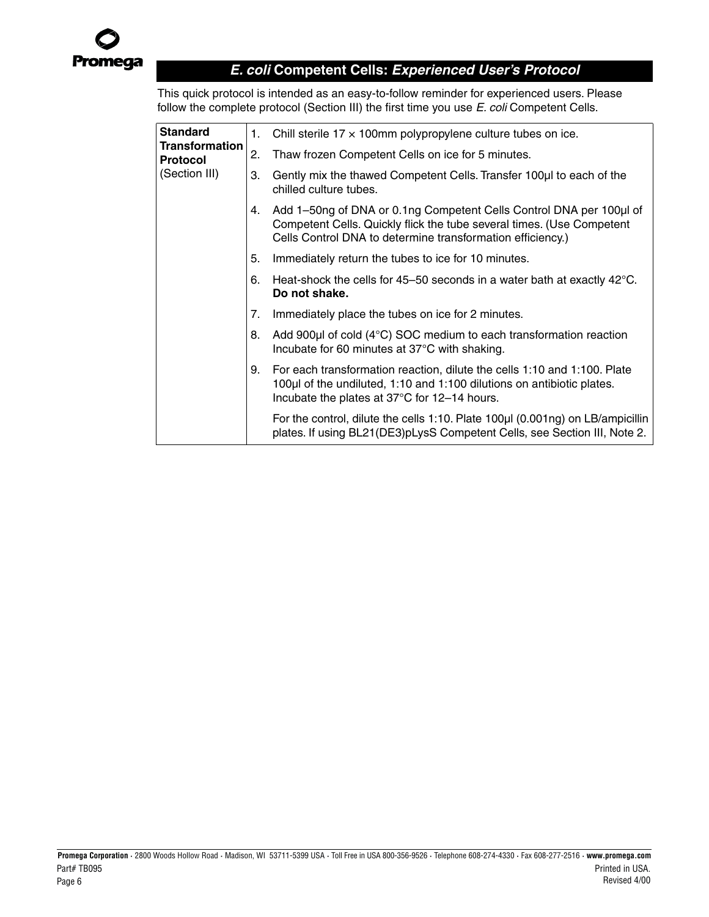## *E. coli* Competent Cells: *Experienced User's Protocol*

This quick protocol is intended as an easy-to-follow reminder for experienced users. Please follow the complete protocol (Section III) the first time you use *E. coli* Competent Cells.

| | | |
|---|---|---|
| **Standard Transformation Protocol** (Section III) | 1. | Chill sterile 17 × 100mm polypropylene culture tubes on ice. |
| | 2. | Thaw frozen Competent Cells on ice for 5 minutes. |
| | 3. | Gently mix the thawed Competent Cells. Transfer 100µl to each of the chilled culture tubes. |
| | 4. | Add 1–50ng of DNA or 0.1ng Competent Cells Control DNA per 100µl of Competent Cells. Quickly flick the tube several times. (Use Competent Cells Control DNA to determine transformation efficiency.) |
| | 5. | Immediately return the tubes to ice for 10 minutes. |
| | 6. | Heat-shock the cells for 45–50 seconds in a water bath at exactly 42°C. **Do not shake.** |
| | 7. | Immediately place the tubes on ice for 2 minutes. |
| | 8. | Add 900µl of cold (4°C) SOC medium to each transformation reaction Incubate for 60 minutes at 37°C with shaking. |
| | 9. | For each transformation reaction, dilute the cells 1:10 and 1:100. Plate 100µl of the undiluted, 1:10 and 1:100 dilutions on antibiotic plates. Incubate the plates at 37°C for 12–14 hours. |
| | | For the control, dilute the cells 1:10. Plate 100µl (0.001ng) on LB/ampicillin plates. If using BL21(DE3)pLysS Competent Cells, see Section III, Note 2. |

Promega Corporation · 2800 Woods Hollow Road · Madison, WI 53711-5399 USA · Toll Free in USA 800-356-9526 · Telephone 608-274-4330 · Fax 608-277-2516 · www.promega.com

Part# TB095

Printed in USA.

Revised 4/00